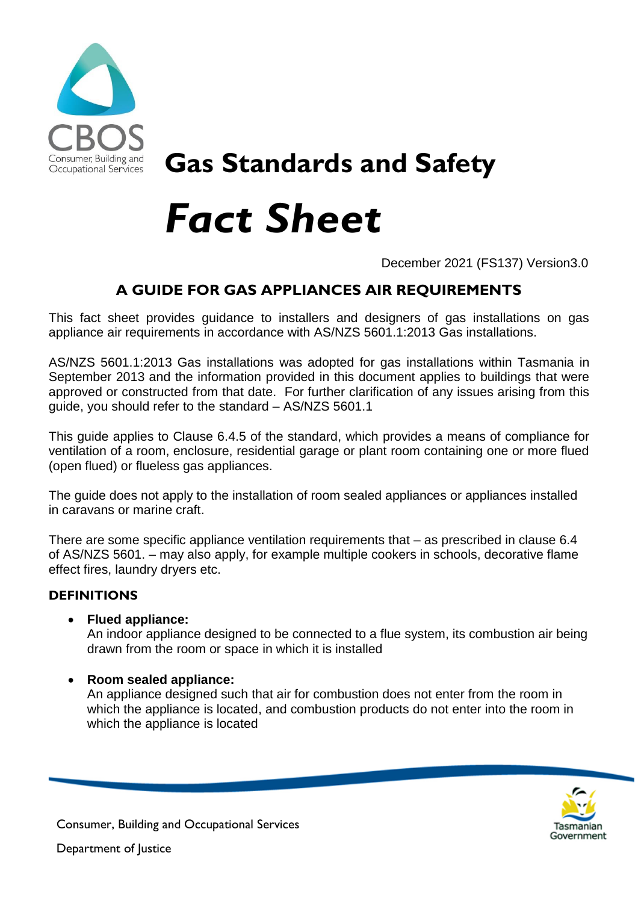# Gas Standards and Safety

# *Fact Sheet*

December 2021 (FS137) Version3.0

## A GUIDE FOR GAS APPLIANCES AIR REQUIREMENTS

This fact sheet provides guidance to installers and designers of gas installations on gas appliance air requirements in accordance with AS/NZS 5601.1:2013 Gas installations.

AS/NZS 5601.1:2013 Gas installations was adopted for gas installations within Tasmania in September 2013 and the information provided in this document applies to buildings that were approved or constructed from that date. For further clarification of any issues arising from this guide, you should refer to the standard – AS/NZS 5601.1

This guide applies to Clause 6.4.5 of the standard, which provides a means of compliance for ventilation of a room, enclosure, residential garage or plant room containing one or more flued (open flued) or flueless gas appliances.

The guide does not apply to the installation of room sealed appliances or appliances installed in caravans or marine craft.

There are some specific appliance ventilation requirements that – as prescribed in clause 6.4 of AS/NZS 5601. – may also apply, for example multiple cookers in schools, decorative flame effect fires, laundry dryers etc.

### DEFINITIONS

- **Flued appliance:**
  An indoor appliance designed to be connected to a flue system, its combustion air being drawn from the room or space in which it is installed

- **Room sealed appliance:**
  An appliance designed such that air for combustion does not enter from the room in which the appliance is located, and combustion products do not enter into the room in which the appliance is located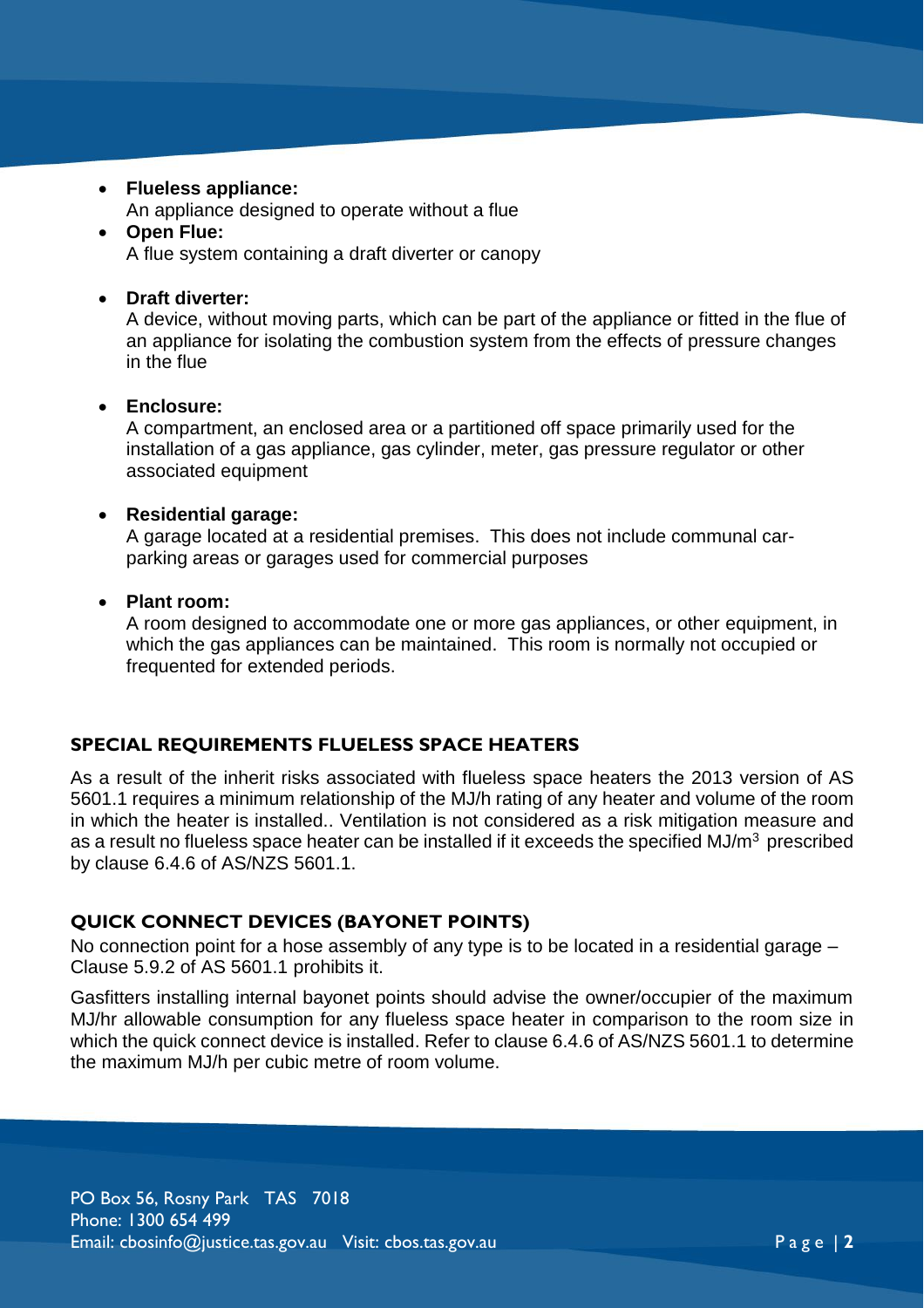- **Flueless appliance:**
  An appliance designed to operate without a flue
- **Open Flue:**
  A flue system containing a draft diverter or canopy

- **Draft diverter:**
  A device, without moving parts, which can be part of the appliance or fitted in the flue of an appliance for isolating the combustion system from the effects of pressure changes in the flue

- **Enclosure:**
  A compartment, an enclosed area or a partitioned off space primarily used for the installation of a gas appliance, gas cylinder, meter, gas pressure regulator or other associated equipment

- **Residential garage:**
  A garage located at a residential premises. This does not include communal car-parking areas or garages used for commercial purposes

- **Plant room:**
  A room designed to accommodate one or more gas appliances, or other equipment, in which the gas appliances can be maintained. This room is normally not occupied or frequented for extended periods.

## SPECIAL REQUIREMENTS FLUELESS SPACE HEATERS

As a result of the inherit risks associated with flueless space heaters the 2013 version of AS 5601.1 requires a minimum relationship of the MJ/h rating of any heater and volume of the room in which the heater is installed.. Ventilation is not considered as a risk mitigation measure and as a result no flueless space heater can be installed if it exceeds the specified MJ/$m^3$ prescribed by clause 6.4.6 of AS/NZS 5601.1.

## QUICK CONNECT DEVICES (BAYONET POINTS)

No connection point for a hose assembly of any type is to be located in a residential garage – Clause 5.9.2 of AS 5601.1 prohibits it.

Gasfitters installing internal bayonet points should advise the owner/occupier of the maximum MJ/hr allowable consumption for any flueless space heater in comparison to the room size in which the quick connect device is installed. Refer to clause 6.4.6 of AS/NZS 5601.1 to determine the maximum MJ/h per cubic metre of room volume.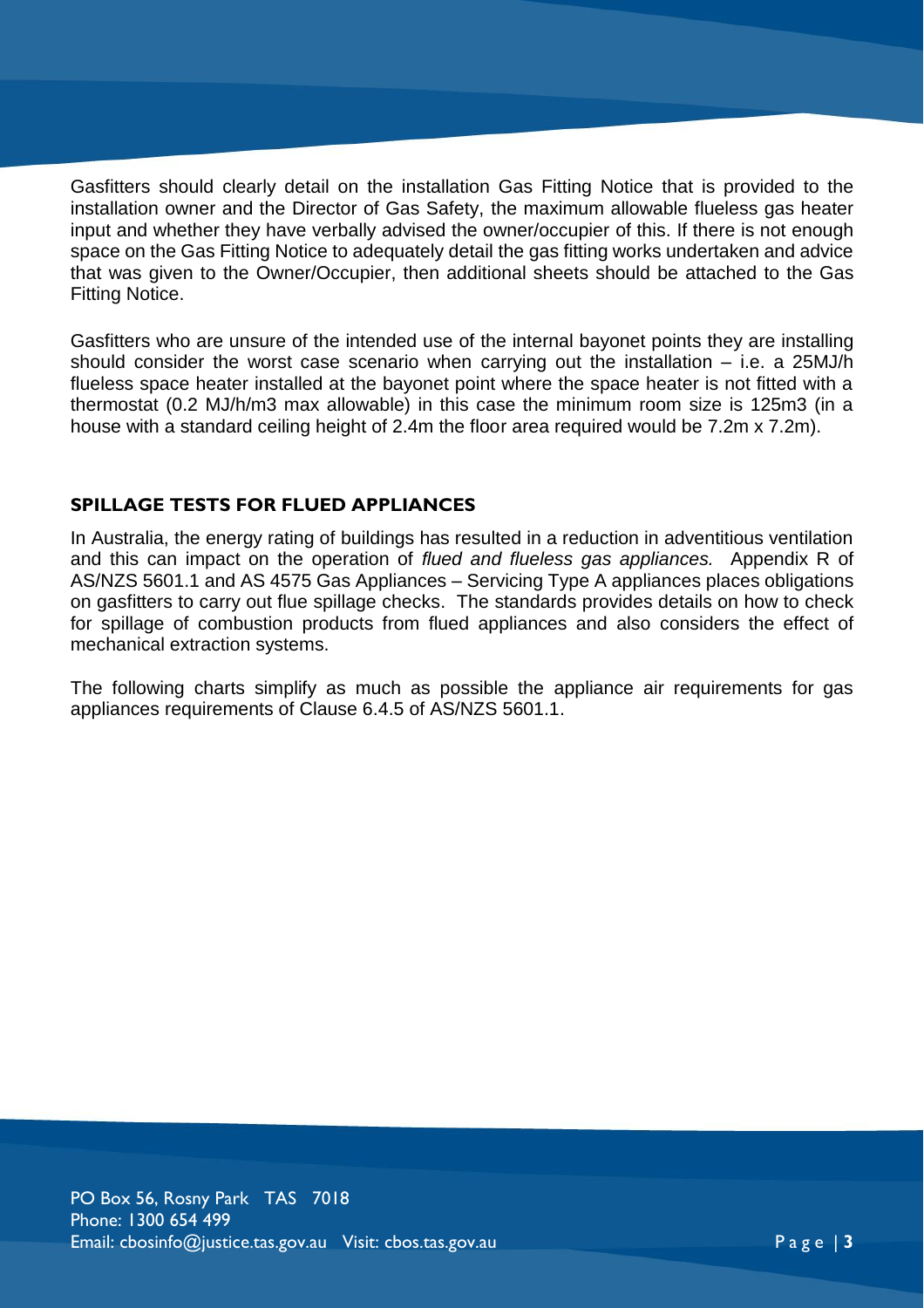Gasfitters should clearly detail on the installation Gas Fitting Notice that is provided to the installation owner and the Director of Gas Safety, the maximum allowable flueless gas heater input and whether they have verbally advised the owner/occupier of this. If there is not enough space on the Gas Fitting Notice to adequately detail the gas fitting works undertaken and advice that was given to the Owner/Occupier, then additional sheets should be attached to the Gas Fitting Notice.

Gasfitters who are unsure of the intended use of the internal bayonet points they are installing should consider the worst case scenario when carrying out the installation – i.e. a 25MJ/h flueless space heater installed at the bayonet point where the space heater is not fitted with a thermostat (0.2 MJ/h/m3 max allowable) in this case the minimum room size is 125m3 (in a house with a standard ceiling height of 2.4m the floor area required would be 7.2m x 7.2m).

## SPILLAGE TESTS FOR FLUED APPLIANCES

In Australia, the energy rating of buildings has resulted in a reduction in adventitious ventilation and this can impact on the operation of *flued and flueless gas appliances.* Appendix R of AS/NZS 5601.1 and AS 4575 Gas Appliances – Servicing Type A appliances places obligations on gasfitters to carry out flue spillage checks. The standards provides details on how to check for spillage of combustion products from flued appliances and also considers the effect of mechanical extraction systems.

The following charts simplify as much as possible the appliance air requirements for gas appliances requirements of Clause 6.4.5 of AS/NZS 5601.1.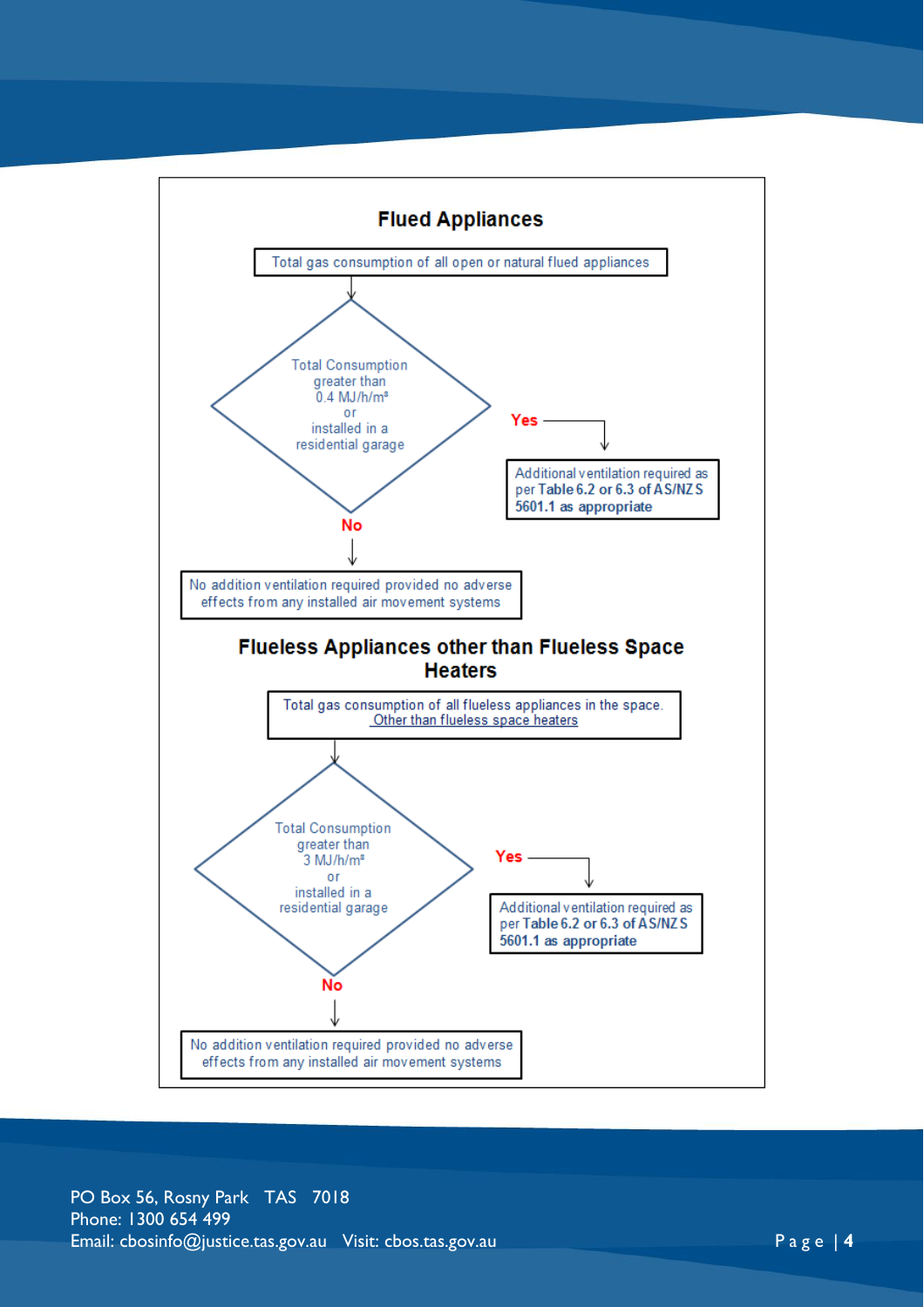## Flued Appliances

Total gas consumption of all open or natural flued appliances

Total Consumption greater than 0.4 MJ/h/m³ or installed in a residential garage

**Yes** → Additional ventilation required as per **Table 6.2 or 6.3 of AS/NZS 5601.1 as appropriate**

**No** → No addition ventilation required provided no adverse effects from any installed air movement systems

## Flueless Appliances other than Flueless Space Heaters

Total gas consumption of all flueless appliances in the space. Other than flueless space heaters

Total Consumption greater than 3 MJ/h/m³ or installed in a residential garage

**Yes** → Additional ventilation required as per **Table 6.2 or 6.3 of AS/NZS 5601.1 as appropriate**

**No** → No addition ventilation required provided no adverse effects from any installed air movement systems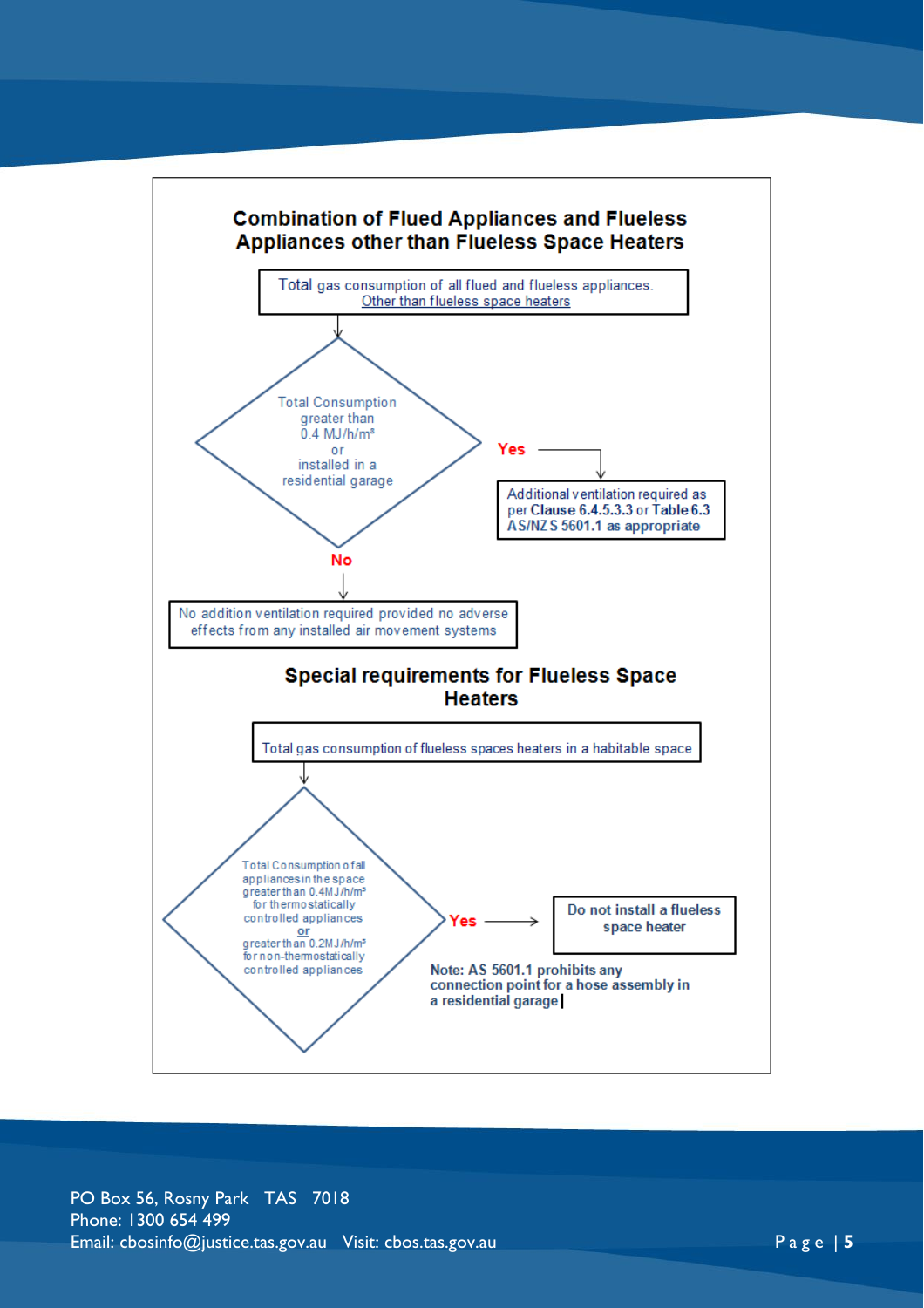## Combination of Flued Appliances and Flueless Appliances other than Flueless Space Heaters

Total gas consumption of all flued and flueless appliances. Other than flueless space heaters

Total Consumption greater than 0.4 MJ/h/m³ or installed in a residential garage

**Yes**

Additional ventilation required as per **Clause 6.4.5.3.3** or **Table 6.3 AS/NZS 5601.1 as appropriate**

**No**

No addition ventilation required provided no adverse effects from any installed air movement systems

## Special requirements for Flueless Space Heaters

Total gas consumption of flueless spaces heaters in a habitable space

Total Consumption of all appliances in the space greater than 0.4MJ/h/m³ for thermostatically controlled appliances or greater than 0.2MJ/h/m³ for non-thermostatically controlled appliances

**Yes**

**Do not install a flueless space heater**

**Note: AS 5601.1 prohibits any connection point for a hose assembly in a residential garage**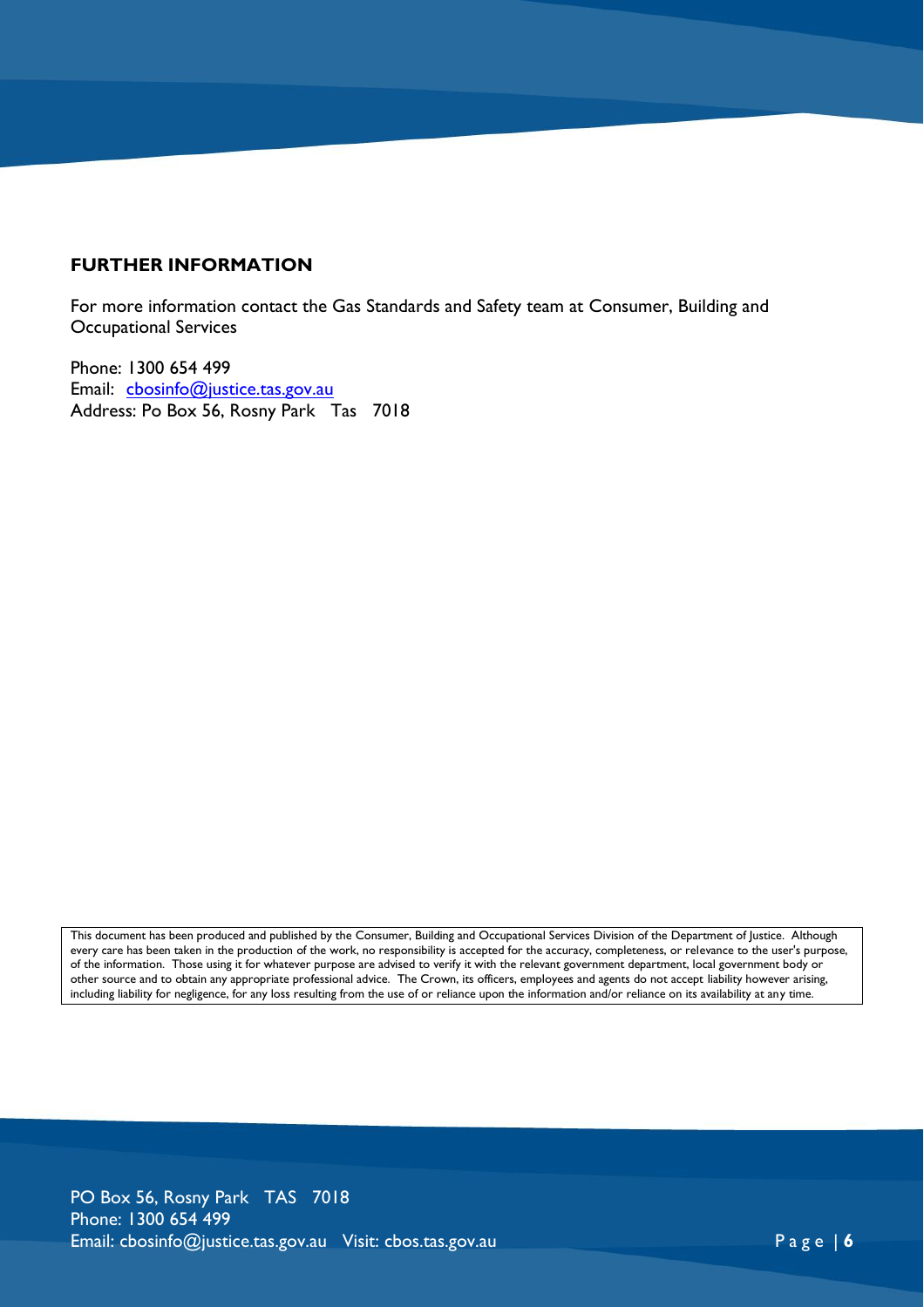## FURTHER INFORMATION

For more information contact the Gas Standards and Safety team at Consumer, Building and Occupational Services

Phone: 1300 654 499
Email: [cbosinfo@justice.tas.gov.au](mailto:cbosinfo@justice.tas.gov.au)
Address: Po Box 56, Rosny Park Tas 7018

This document has been produced and published by the Consumer, Building and Occupational Services Division of the Department of Justice. Although every care has been taken in the production of the work, no responsibility is accepted for the accuracy, completeness, or relevance to the user's purpose, of the information. Those using it for whatever purpose are advised to verify it with the relevant government department, local government body or other source and to obtain any appropriate professional advice. The Crown, its officers, employees and agents do not accept liability however arising, including liability for negligence, for any loss resulting from the use of or reliance upon the information and/or reliance on its availability at any time.